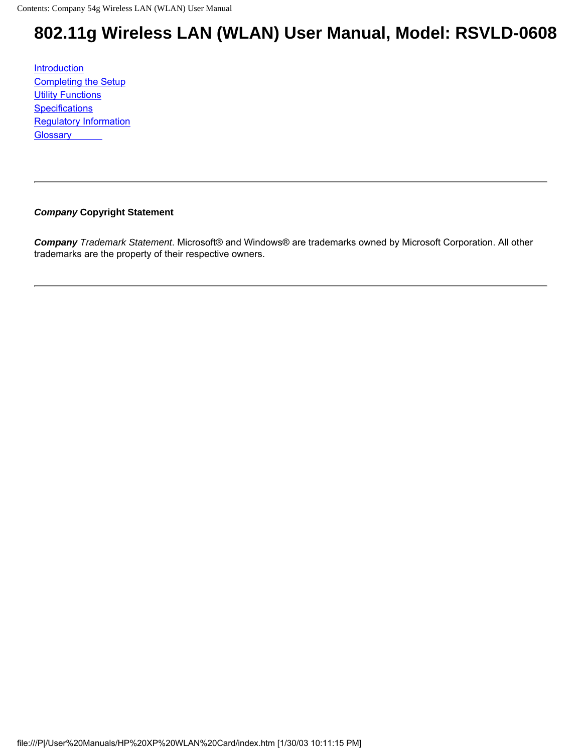# 802.11g Wireless LAN (WLAN) User Manual, Model: RSVLD-0608

Introduction
Completing the Setup
Utility Functions
Specifications
Regulatory Information
Glossary

---

***Company*** **Copyright Statement**

***Company*** *Trademark Statement*. Microsoft® and Windows® are trademarks owned by Microsoft Corporation. All other trademarks are the property of their respective owners.

---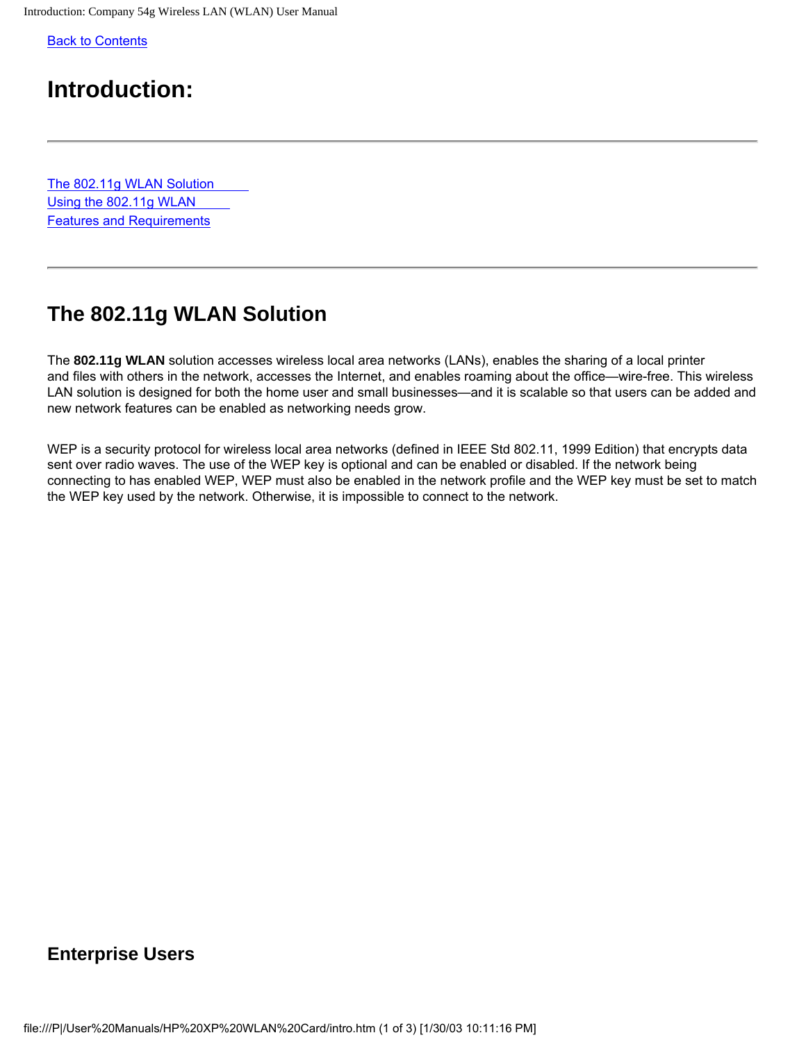Back to Contents

# Introduction:

---

The 802.11g WLAN Solution
Using the 802.11g WLAN
Features and Requirements

---

## The 802.11g WLAN Solution

The **802.11g WLAN** solution accesses wireless local area networks (LANs), enables the sharing of a local printer and files with others in the network, accesses the Internet, and enables roaming about the office—wire-free. This wireless LAN solution is designed for both the home user and small businesses—and it is scalable so that users can be added and new network features can be enabled as networking needs grow.

WEP is a security protocol for wireless local area networks (defined in IEEE Std 802.11, 1999 Edition) that encrypts data sent over radio waves. The use of the WEP key is optional and can be enabled or disabled. If the network being connecting to has enabled WEP, WEP must also be enabled in the network profile and the WEP key must be set to match the WEP key used by the network. Otherwise, it is impossible to connect to the network.

### Enterprise Users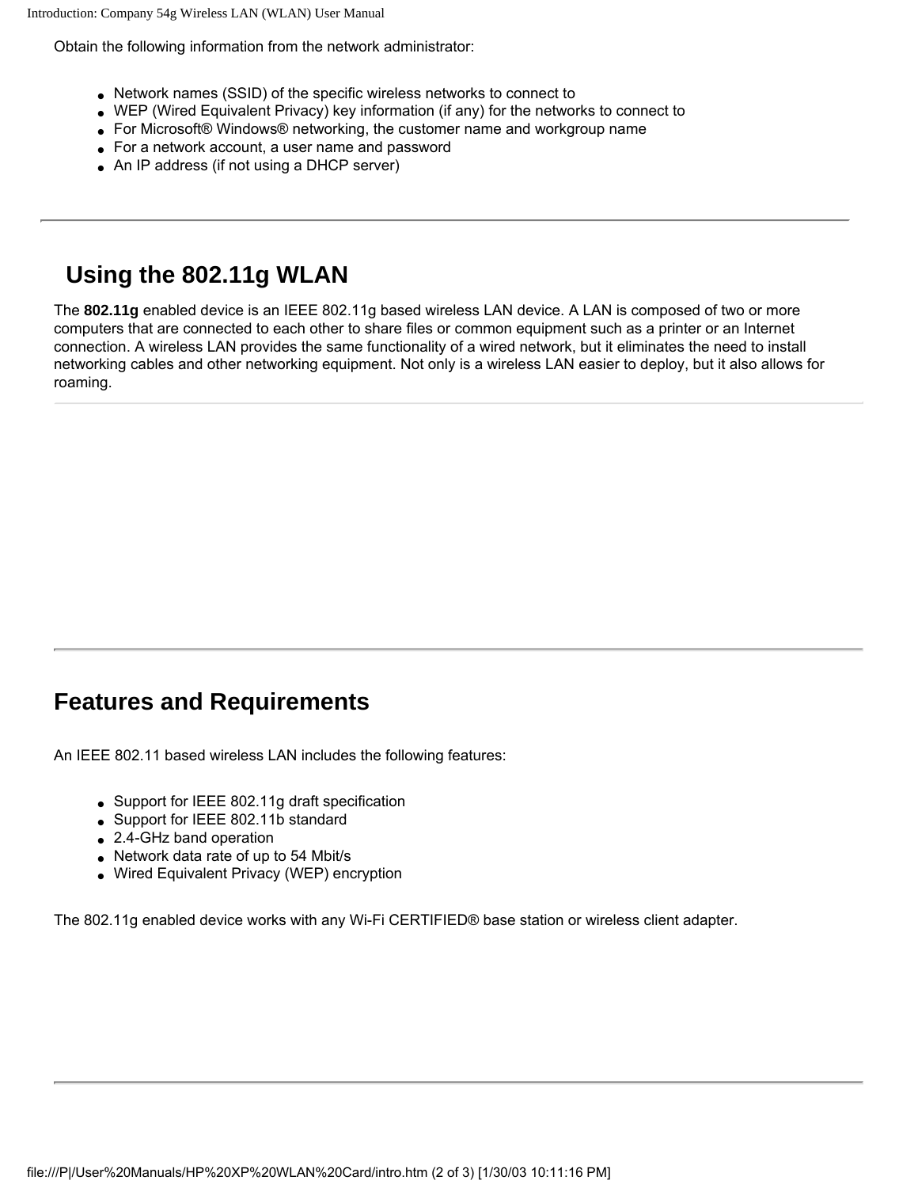Obtain the following information from the network administrator:

- Network names (SSID) of the specific wireless networks to connect to
- WEP (Wired Equivalent Privacy) key information (if any) for the networks to connect to
- For Microsoft® Windows® networking, the customer name and workgroup name
- For a network account, a user name and password
- An IP address (if not using a DHCP server)

---

## Using the 802.11g WLAN

The **802.11g** enabled device is an IEEE 802.11g based wireless LAN device. A LAN is composed of two or more computers that are connected to each other to share files or common equipment such as a printer or an Internet connection. A wireless LAN provides the same functionality of a wired network, but it eliminates the need to install networking cables and other networking equipment. Not only is a wireless LAN easier to deploy, but it also allows for roaming.

---

## Features and Requirements

An IEEE 802.11 based wireless LAN includes the following features:

- Support for IEEE 802.11g draft specification
- Support for IEEE 802.11b standard
- 2.4-GHz band operation
- Network data rate of up to 54 Mbit/s
- Wired Equivalent Privacy (WEP) encryption

The 802.11g enabled device works with any Wi-Fi CERTIFIED® base station or wireless client adapter.

---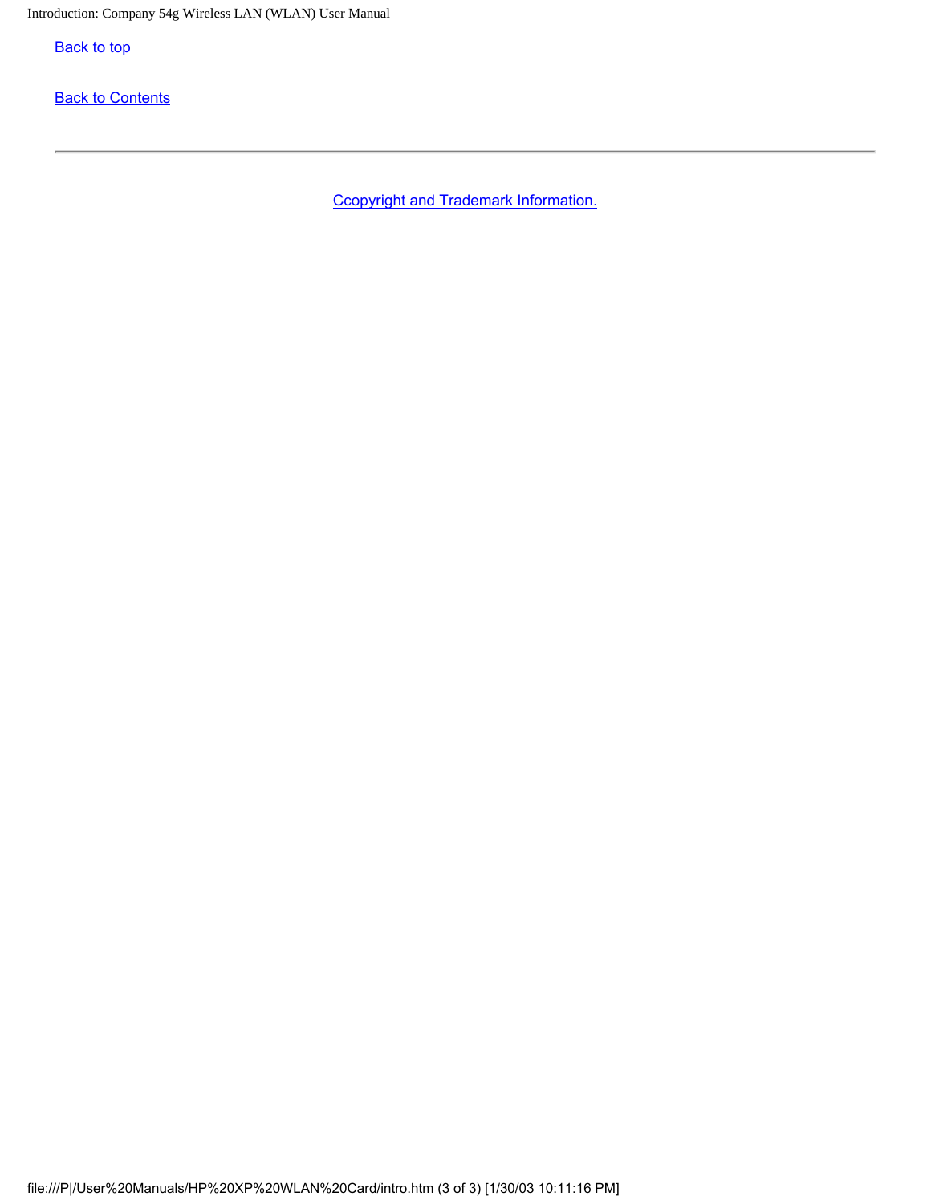Back to top

Back to Contents

---

Ccopyright and Trademark Information.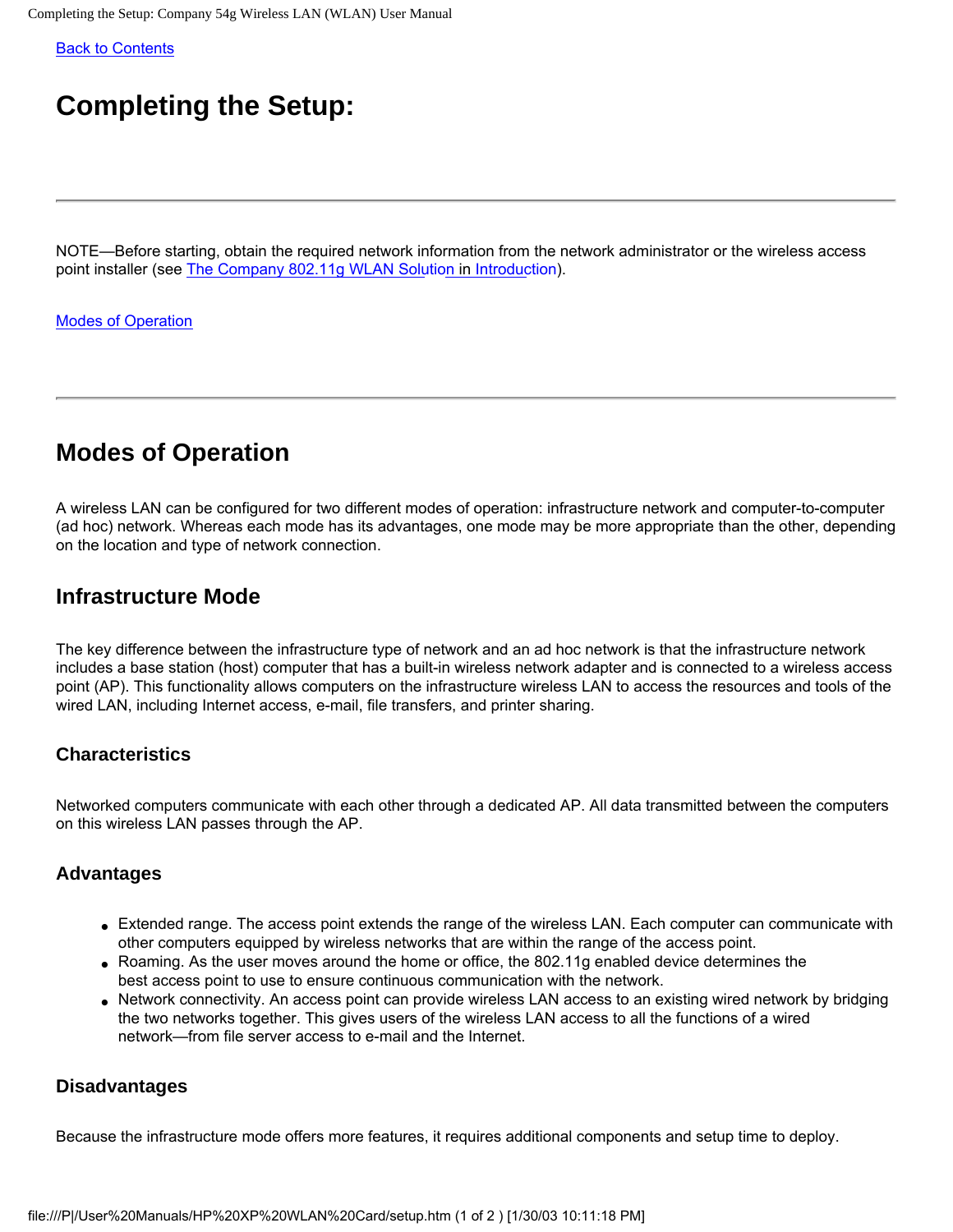Back to Contents

# Completing the Setup:

---

NOTE—Before starting, obtain the required network information from the network administrator or the wireless access point installer (see The Company 802.11g WLAN Solution in Introduction).

Modes of Operation

---

## Modes of Operation

A wireless LAN can be configured for two different modes of operation: infrastructure network and computer-to-computer (ad hoc) network. Whereas each mode has its advantages, one mode may be more appropriate than the other, depending on the location and type of network connection.

### Infrastructure Mode

The key difference between the infrastructure type of network and an ad hoc network is that the infrastructure network includes a base station (host) computer that has a built-in wireless network adapter and is connected to a wireless access point (AP). This functionality allows computers on the infrastructure wireless LAN to access the resources and tools of the wired LAN, including Internet access, e-mail, file transfers, and printer sharing.

#### Characteristics

Networked computers communicate with each other through a dedicated AP. All data transmitted between the computers on this wireless LAN passes through the AP.

#### Advantages

- Extended range. The access point extends the range of the wireless LAN. Each computer can communicate with other computers equipped by wireless networks that are within the range of the access point.
- Roaming. As the user moves around the home or office, the 802.11g enabled device determines the best access point to use to ensure continuous communication with the network.
- Network connectivity. An access point can provide wireless LAN access to an existing wired network by bridging the two networks together. This gives users of the wireless LAN access to all the functions of a wired network—from file server access to e-mail and the Internet.

#### Disadvantages

Because the infrastructure mode offers more features, it requires additional components and setup time to deploy.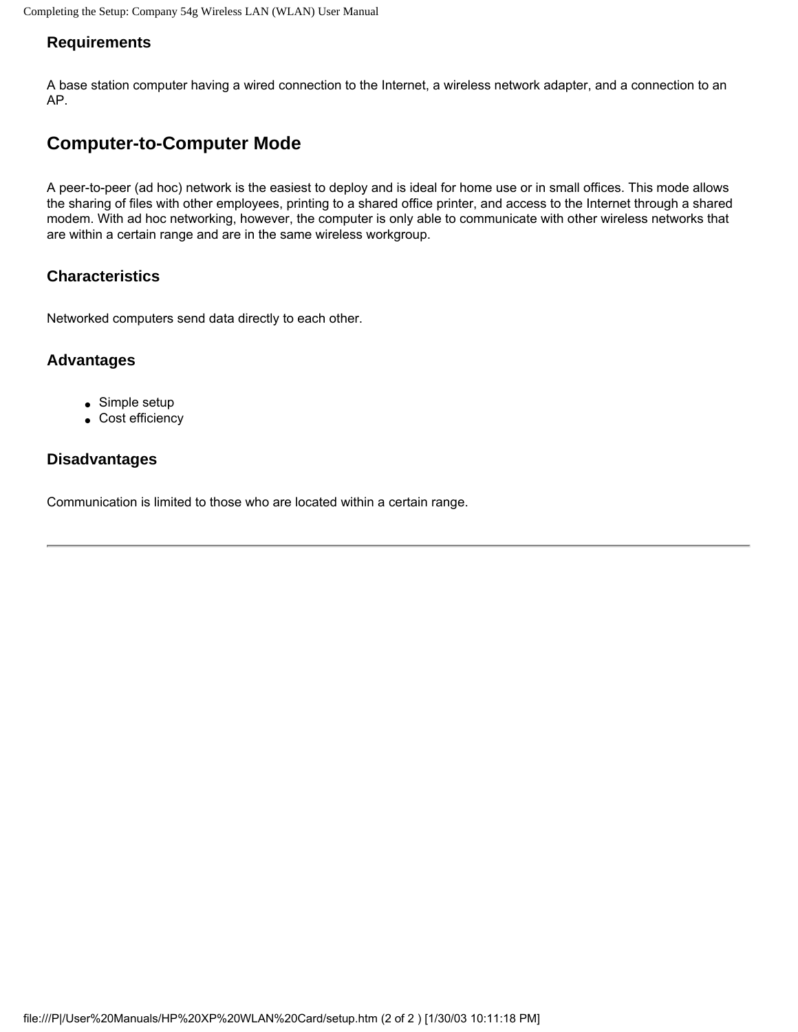### Requirements

A base station computer having a wired connection to the Internet, a wireless network adapter, and a connection to an AP.

## Computer-to-Computer Mode

A peer-to-peer (ad hoc) network is the easiest to deploy and is ideal for home use or in small offices. This mode allows the sharing of files with other employees, printing to a shared office printer, and access to the Internet through a shared modem. With ad hoc networking, however, the computer is only able to communicate with other wireless networks that are within a certain range and are in the same wireless workgroup.

### Characteristics

Networked computers send data directly to each other.

### Advantages

- Simple setup
- Cost efficiency

### Disadvantages

Communication is limited to those who are located within a certain range.

---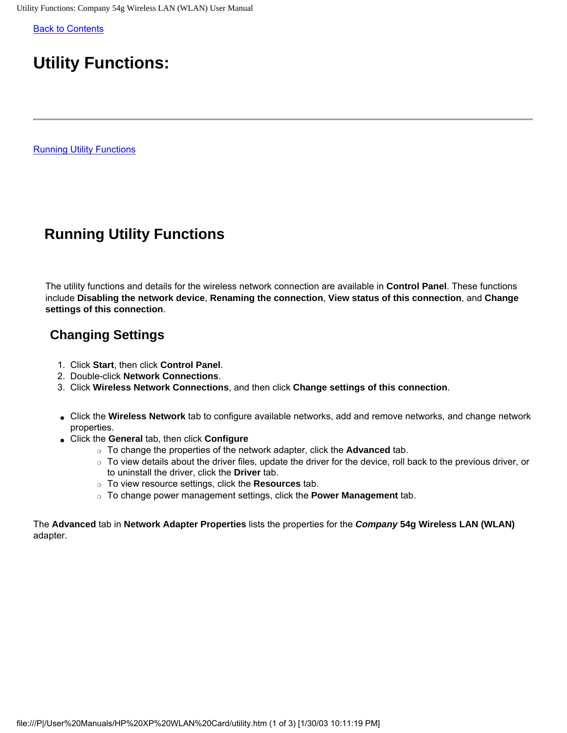[Back to Contents](#)

# Utility Functions:

---

[Running Utility Functions](#)

## Running Utility Functions

The utility functions and details for the wireless network connection are available in **Control Panel**. These functions include **Disabling the network device**, **Renaming the connection**, **View status of this connection**, and **Change settings of this connection**.

### Changing Settings

1. Click **Start**, then click **Control Panel**.
2. Double-click **Network Connections**.
3. Click **Wireless Network Connections**, and then click **Change settings of this connection**.

- Click the **Wireless Network** tab to configure available networks, add and remove networks, and change network properties.
- Click the **General** tab, then click **Configure**
  - To change the properties of the network adapter, click the **Advanced** tab.
  - To view details about the driver files, update the driver for the device, roll back to the previous driver, or to uninstall the driver, click the **Driver** tab.
  - To view resource settings, click the **Resources** tab.
  - To change power management settings, click the **Power Management** tab.

The **Advanced** tab in **Network Adapter Properties** lists the properties for the ***Company*** **54g Wireless LAN (WLAN)** adapter.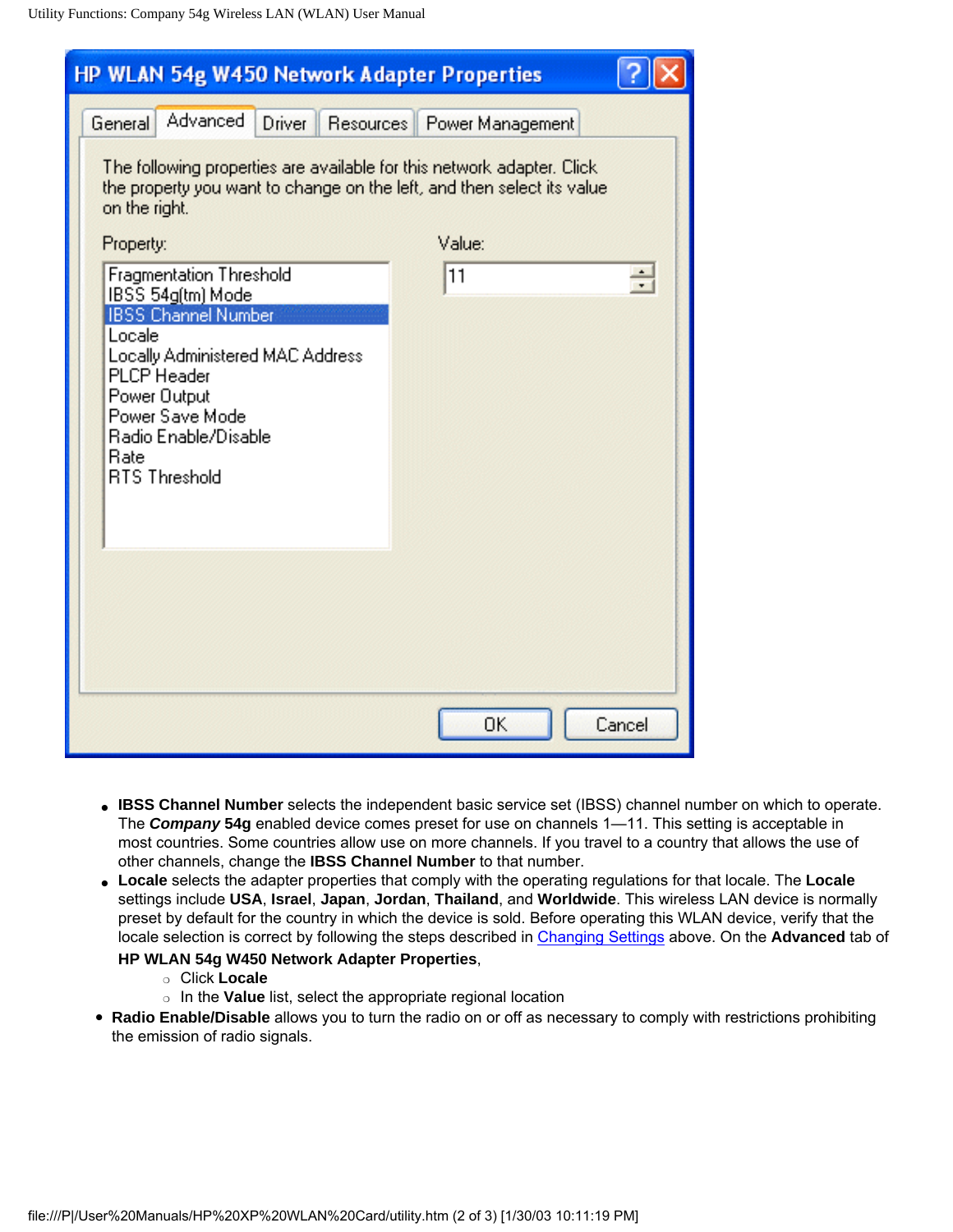- **IBSS Channel Number** selects the independent basic service set (IBSS) channel number on which to operate. The ***Company*** **54g** enabled device comes preset for use on channels 1—11. This setting is acceptable in most countries. Some countries allow use on more channels. If you travel to a country that allows the use of other channels, change the **IBSS Channel Number** to that number.
- **Locale** selects the adapter properties that comply with the operating regulations for that locale. The **Locale** settings include **USA**, **Israel**, **Japan**, **Jordan**, **Thailand**, and **Worldwide**. This wireless LAN device is normally preset by default for the country in which the device is sold. Before operating this WLAN device, verify that the locale selection is correct by following the steps described in [Changing Settings] above. On the **Advanced** tab of **HP WLAN 54g W450 Network Adapter Properties**,
  - Click **Locale**
  - In the **Value** list, select the appropriate regional location
- **Radio Enable/Disable** allows you to turn the radio on or off as necessary to comply with restrictions prohibiting the emission of radio signals.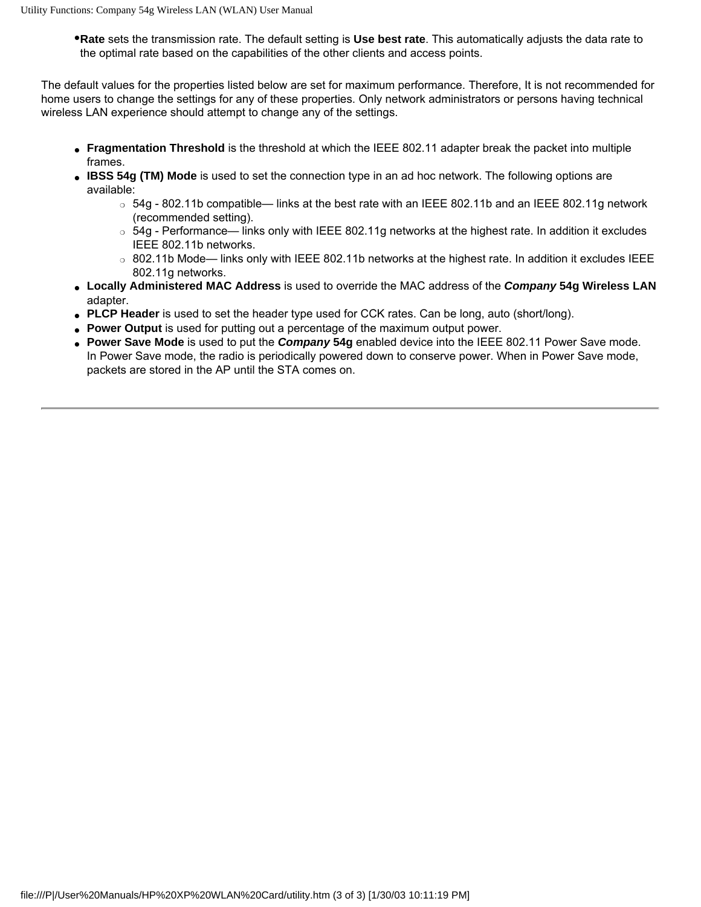- **Rate** sets the transmission rate. The default setting is **Use best rate**. This automatically adjusts the data rate to the optimal rate based on the capabilities of the other clients and access points.

The default values for the properties listed below are set for maximum performance. Therefore, It is not recommended for home users to change the settings for any of these properties. Only network administrators or persons having technical wireless LAN experience should attempt to change any of the settings.

- **Fragmentation Threshold** is the threshold at which the IEEE 802.11 adapter break the packet into multiple frames.
- **IBSS 54g (TM) Mode** is used to set the connection type in an ad hoc network. The following options are available:
  - 54g - 802.11b compatible— links at the best rate with an IEEE 802.11b and an IEEE 802.11g network (recommended setting).
  - 54g - Performance— links only with IEEE 802.11g networks at the highest rate. In addition it excludes IEEE 802.11b networks.
  - 802.11b Mode— links only with IEEE 802.11b networks at the highest rate. In addition it excludes IEEE 802.11g networks.
- **Locally Administered MAC Address** is used to override the MAC address of the ***Company*** **54g Wireless LAN** adapter.
- **PLCP Header** is used to set the header type used for CCK rates. Can be long, auto (short/long).
- **Power Output** is used for putting out a percentage of the maximum output power.
- **Power Save Mode** is used to put the ***Company*** **54g** enabled device into the IEEE 802.11 Power Save mode. In Power Save mode, the radio is periodically powered down to conserve power. When in Power Save mode, packets are stored in the AP until the STA comes on.

---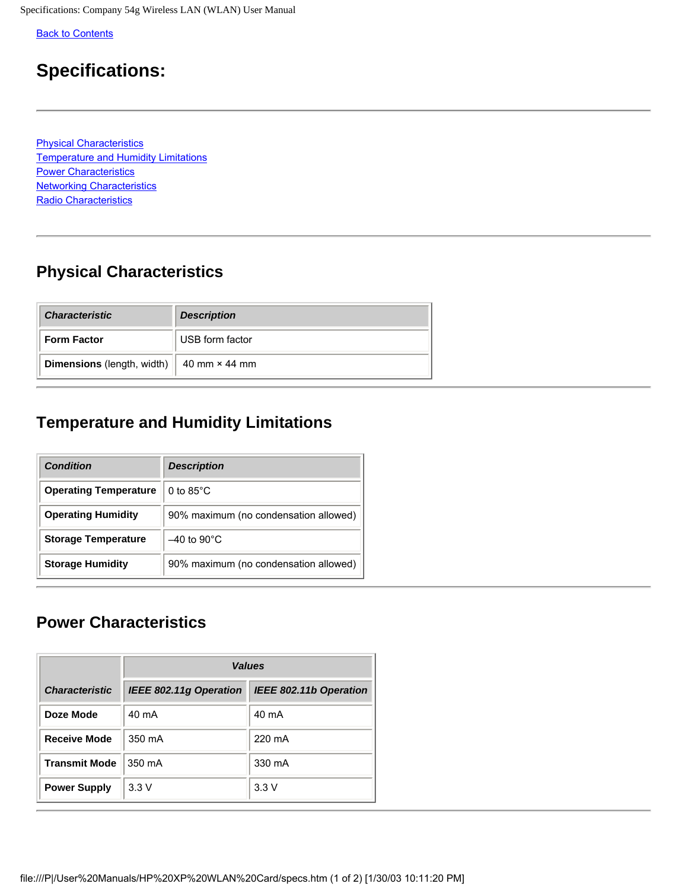Back to Contents

# Specifications:

---

Physical Characteristics
Temperature and Humidity Limitations
Power Characteristics
Networking Characteristics
Radio Characteristics

---

## Physical Characteristics

| ***Characteristic*** | ***Description*** |
| --- | --- |
| **Form Factor** | USB form factor |
| **Dimensions** (length, width) | 40 mm × 44 mm |

---

## Temperature and Humidity Limitations

| ***Condition*** | ***Description*** |
| --- | --- |
| **Operating Temperature** | 0 to 85°C |
| **Operating Humidity** | 90% maximum (no condensation allowed) |
| **Storage Temperature** | –40 to 90°C |
| **Storage Humidity** | 90% maximum (no condensation allowed) |

---

## Power Characteristics

| | ***Values*** | |
| --- | --- | --- |
| ***Characteristic*** | ***IEEE 802.11g Operation*** | ***IEEE 802.11b Operation*** |
| **Doze Mode** | 40 mA | 40 mA |
| **Receive Mode** | 350 mA | 220 mA |
| **Transmit Mode** | 350 mA | 330 mA |
| **Power Supply** | 3.3 V | 3.3 V |

---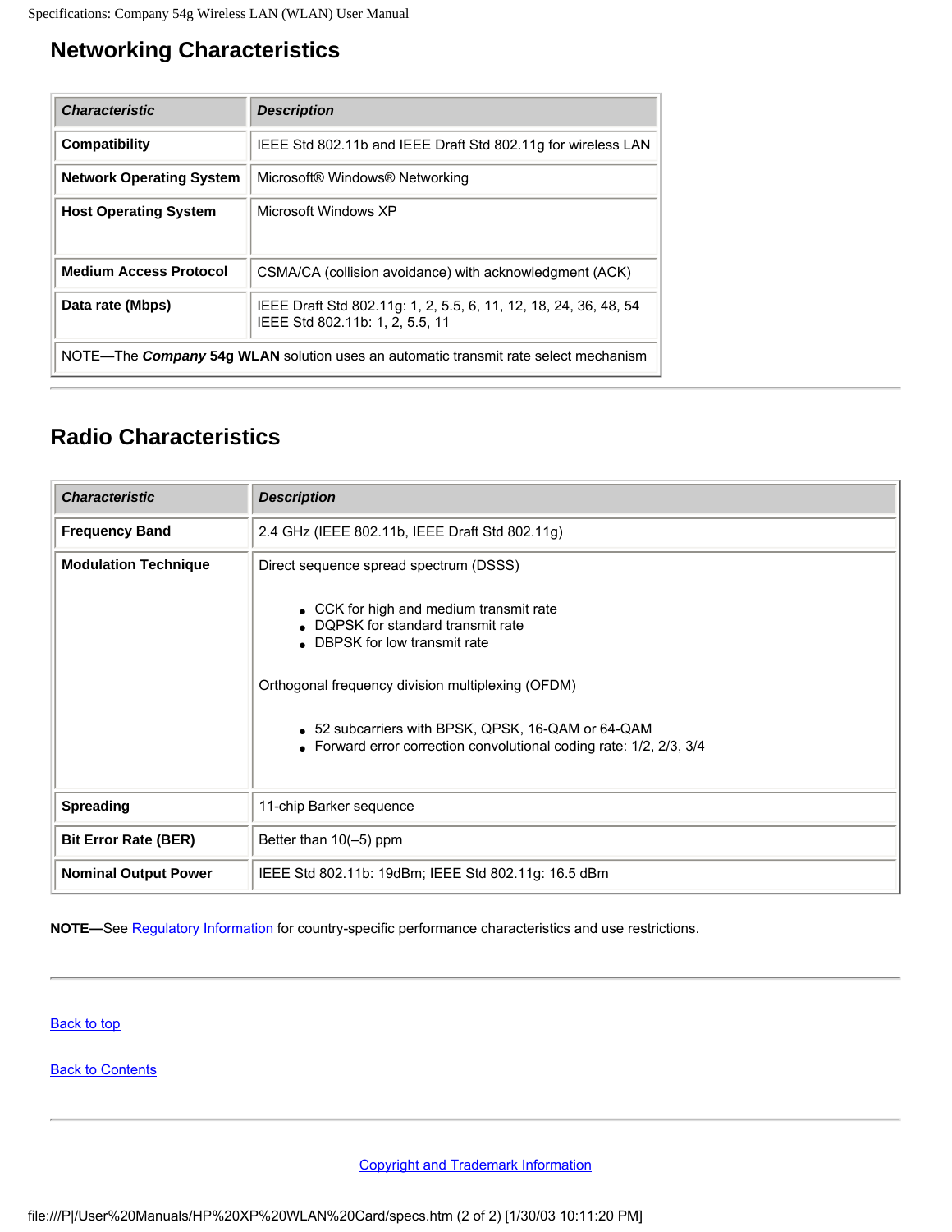## Networking Characteristics

| ***Characteristic*** | ***Description*** |
|---|---|
| **Compatibility** | IEEE Std 802.11b and IEEE Draft Std 802.11g for wireless LAN |
| **Network Operating System** | Microsoft® Windows® Networking |
| **Host Operating System** | Microsoft Windows XP |
| **Medium Access Protocol** | CSMA/CA (collision avoidance) with acknowledgment (ACK) |
| **Data rate (Mbps)** | IEEE Draft Std 802.11g: 1, 2, 5.5, 6, 11, 12, 18, 24, 36, 48, 54<br>IEEE Std 802.11b: 1, 2, 5.5, 11 |
| NOTE—The ***Company*** **54g WLAN** solution uses an automatic transmit rate select mechanism | |

## Radio Characteristics

| ***Characteristic*** | ***Description*** |
|---|---|
| **Frequency Band** | 2.4 GHz (IEEE 802.11b, IEEE Draft Std 802.11g) |
| **Modulation Technique** | Direct sequence spread spectrum (DSSS)<br>• CCK for high and medium transmit rate<br>• DQPSK for standard transmit rate<br>• DBPSK for low transmit rate<br>Orthogonal frequency division multiplexing (OFDM)<br>• 52 subcarriers with BPSK, QPSK, 16-QAM or 64-QAM<br>• Forward error correction convolutional coding rate: 1/2, 2/3, 3/4 |
| **Spreading** | 11-chip Barker sequence |
| **Bit Error Rate (BER)** | Better than 10(–5) ppm |
| **Nominal Output Power** | IEEE Std 802.11b: 19dBm; IEEE Std 802.11g: 16.5 dBm |

**NOTE—**See Regulatory Information for country-specific performance characteristics and use restrictions.

Back to top

Back to Contents

Copyright and Trademark Information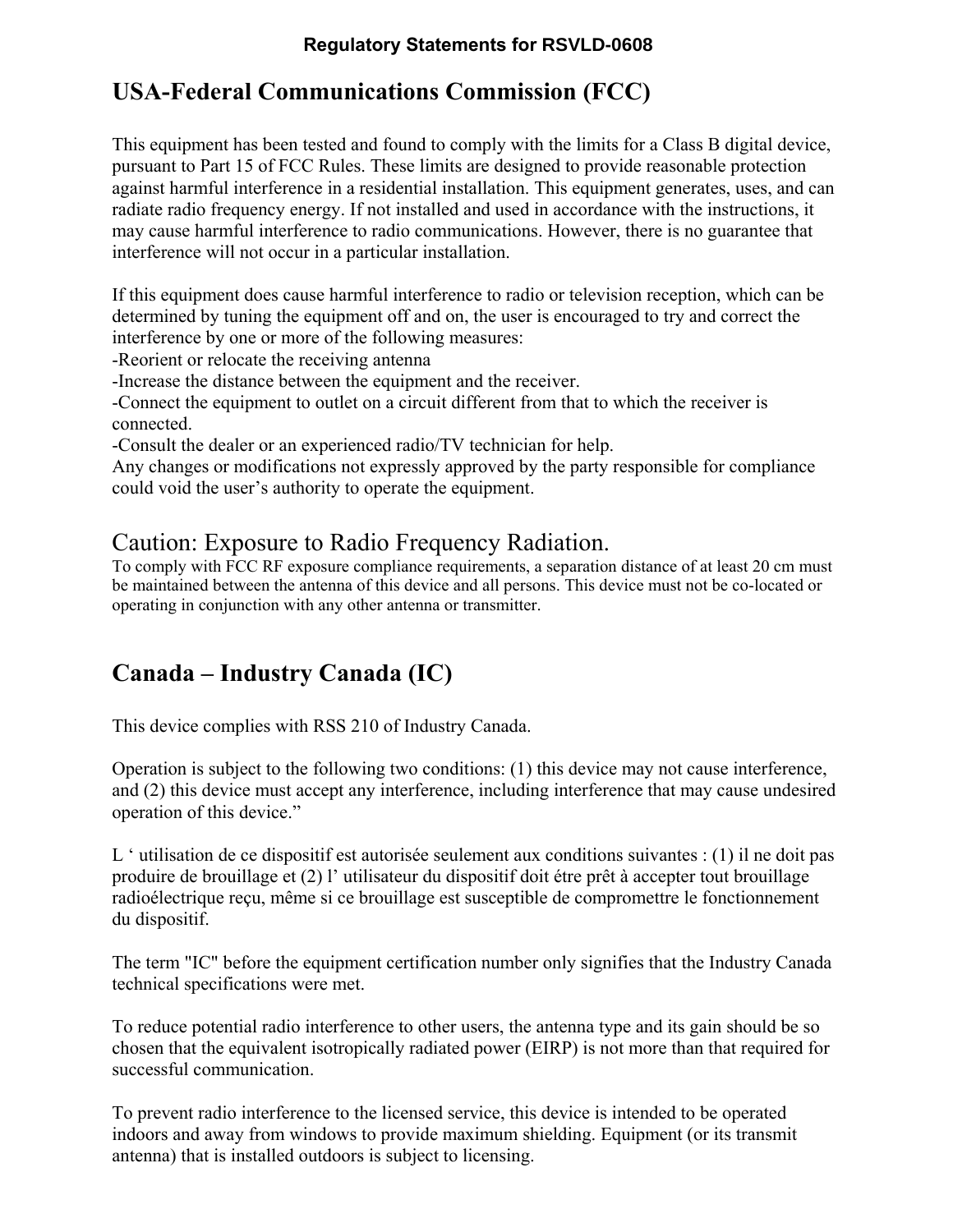**Regulatory Statements for RSVLD-0608**

# USA-Federal Communications Commission (FCC)

This equipment has been tested and found to comply with the limits for a Class B digital device, pursuant to Part 15 of FCC Rules. These limits are designed to provide reasonable protection against harmful interference in a residential installation. This equipment generates, uses, and can radiate radio frequency energy. If not installed and used in accordance with the instructions, it may cause harmful interference to radio communications. However, there is no guarantee that interference will not occur in a particular installation.

If this equipment does cause harmful interference to radio or television reception, which can be determined by tuning the equipment off and on, the user is encouraged to try and correct the interference by one or more of the following measures:
-Reorient or relocate the receiving antenna
-Increase the distance between the equipment and the receiver.
-Connect the equipment to outlet on a circuit different from that to which the receiver is connected.
-Consult the dealer or an experienced radio/TV technician for help.
Any changes or modifications not expressly approved by the party responsible for compliance could void the user's authority to operate the equipment.

## Caution: Exposure to Radio Frequency Radiation.

To comply with FCC RF exposure compliance requirements, a separation distance of at least 20 cm must be maintained between the antenna of this device and all persons. This device must not be co-located or operating in conjunction with any other antenna or transmitter.

# Canada – Industry Canada (IC)

This device complies with RSS 210 of Industry Canada.

Operation is subject to the following two conditions: (1) this device may not cause interference, and (2) this device must accept any interference, including interference that may cause undesired operation of this device."

L ' utilisation de ce dispositif est autorisée seulement aux conditions suivantes : (1) il ne doit pas produire de brouillage et (2) l' utilisateur du dispositif doit étre prêt à accepter tout brouillage radioélectrique reçu, même si ce brouillage est susceptible de compromettre le fonctionnement du dispositif.

The term "IC" before the equipment certification number only signifies that the Industry Canada technical specifications were met.

To reduce potential radio interference to other users, the antenna type and its gain should be so chosen that the equivalent isotropically radiated power (EIRP) is not more than that required for successful communication.

To prevent radio interference to the licensed service, this device is intended to be operated indoors and away from windows to provide maximum shielding. Equipment (or its transmit antenna) that is installed outdoors is subject to licensing.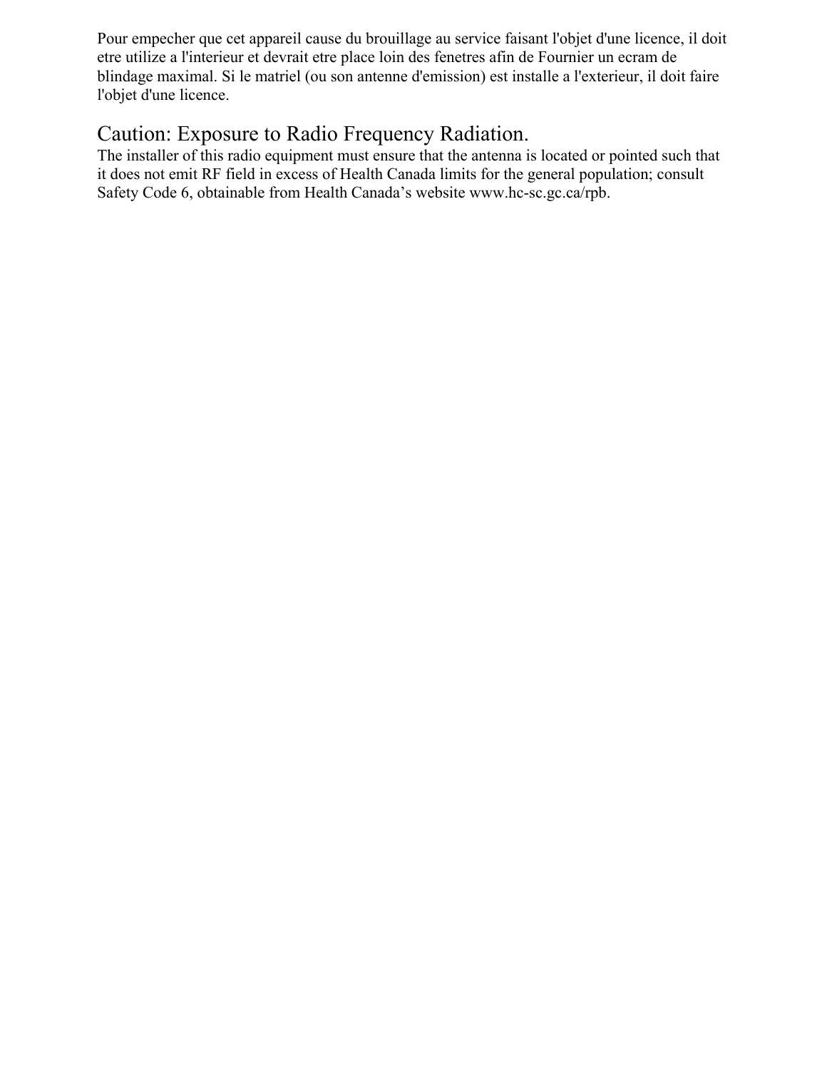Pour empecher que cet appareil cause du brouillage au service faisant l'objet d'une licence, il doit etre utilize a l'interieur et devrait etre place loin des fenetres afin de Fournier un ecram de blindage maximal. Si le matriel (ou son antenne d'emission) est installe a l'exterieur, il doit faire l'objet d'une licence.

## Caution: Exposure to Radio Frequency Radiation.

The installer of this radio equipment must ensure that the antenna is located or pointed such that it does not emit RF field in excess of Health Canada limits for the general population; consult Safety Code 6, obtainable from Health Canada's website www.hc-sc.gc.ca/rpb.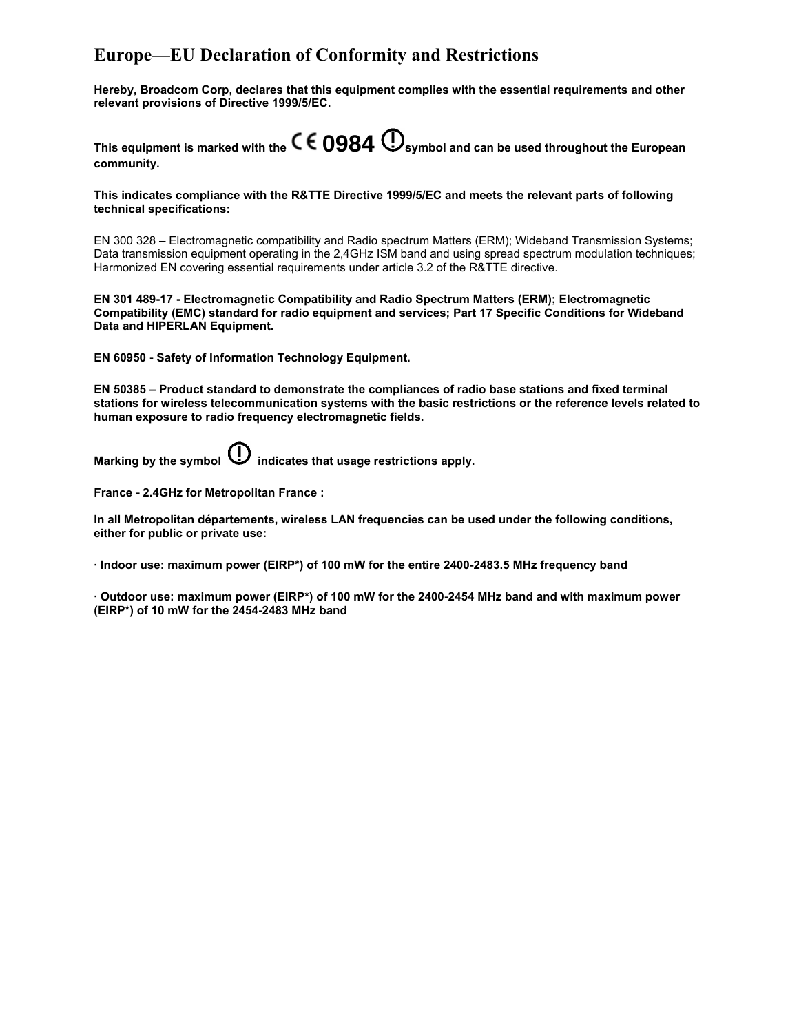# Europe—EU Declaration of Conformity and Restrictions

**Hereby, Broadcom Corp, declares that this equipment complies with the essential requirements and other relevant provisions of Directive 1999/5/EC.**

**This equipment is marked with the CE 0984 ⓘ symbol and can be used throughout the European community.**

**This indicates compliance with the R&TTE Directive 1999/5/EC and meets the relevant parts of following technical specifications:**

EN 300 328 – Electromagnetic compatibility and Radio spectrum Matters (ERM); Wideband Transmission Systems; Data transmission equipment operating in the 2,4GHz ISM band and using spread spectrum modulation techniques; Harmonized EN covering essential requirements under article 3.2 of the R&TTE directive.

**EN 301 489-17 - Electromagnetic Compatibility and Radio Spectrum Matters (ERM); Electromagnetic Compatibility (EMC) standard for radio equipment and services; Part 17 Specific Conditions for Wideband Data and HIPERLAN Equipment.**

**EN 60950 - Safety of Information Technology Equipment.**

**EN 50385 – Product standard to demonstrate the compliances of radio base stations and fixed terminal stations for wireless telecommunication systems with the basic restrictions or the reference levels related to human exposure to radio frequency electromagnetic fields.**

**Marking by the symbol ⓘ indicates that usage restrictions apply.**

**France - 2.4GHz for Metropolitan France :**

**In all Metropolitan départements, wireless LAN frequencies can be used under the following conditions, either for public or private use:**

**· Indoor use: maximum power (EIRP*) of 100 mW for the entire 2400-2483.5 MHz frequency band**

**· Outdoor use: maximum power (EIRP*) of 100 mW for the 2400-2454 MHz band and with maximum power (EIRP*) of 10 mW for the 2454-2483 MHz band**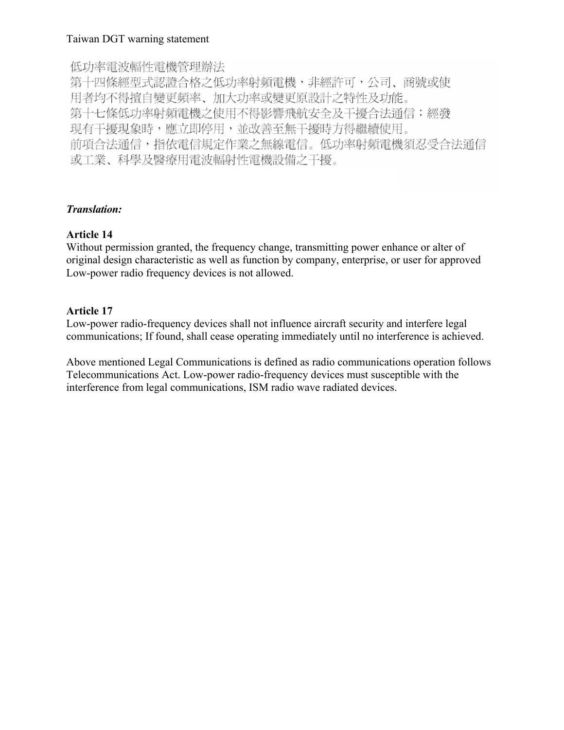Taiwan DGT warning statement

低功率電波輻性電機管理辦法
第十四條經型式認證合格之低功率射頻電機，非經許可，公司、商號或使用者均不得擅自變更頻率、加大功率或變更原設計之特性及功能。
第十七條低功率射頻電機之使用不得影響飛航安全及干擾合法通信；經發現有干擾現象時，應立即停用，並改善至無干擾時方得繼續使用。
前項合法通信，指依電信規定作業之無線電信。低功率射頻電機須忍受合法通信或工業、科學及醫療用電波輻射性電機設備之干擾。

***Translation:***

**Article 14**
Without permission granted, the frequency change, transmitting power enhance or alter of original design characteristic as well as function by company, enterprise, or user for approved Low-power radio frequency devices is not allowed.

**Article 17**
Low-power radio-frequency devices shall not influence aircraft security and interfere legal communications; If found, shall cease operating immediately until no interference is achieved.

Above mentioned Legal Communications is defined as radio communications operation follows Telecommunications Act. Low-power radio-frequency devices must susceptible with the interference from legal communications, ISM radio wave radiated devices.